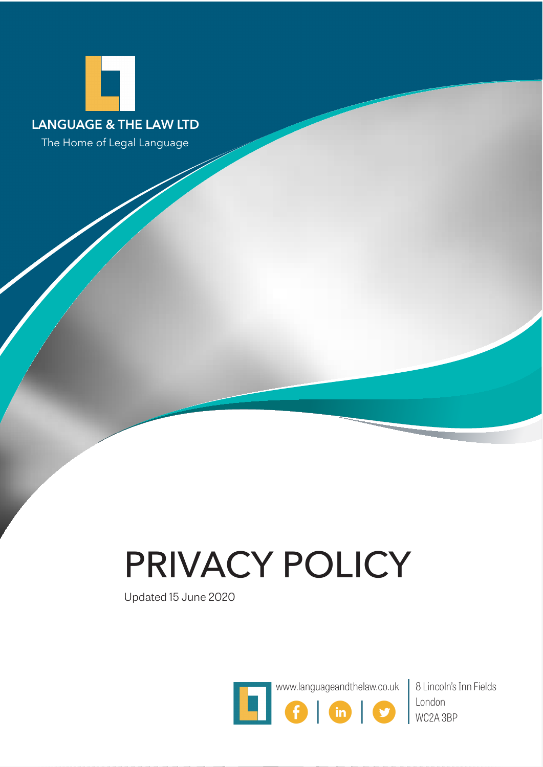**LANGUAGE & THE LAW LTD**

The Home of Legal Language

# PRIVACY POLICY

Updated 15 June 2020

www.languageandthelaw.co.uk

8 Lincoln's Inn Fields
London
WC2A 3BP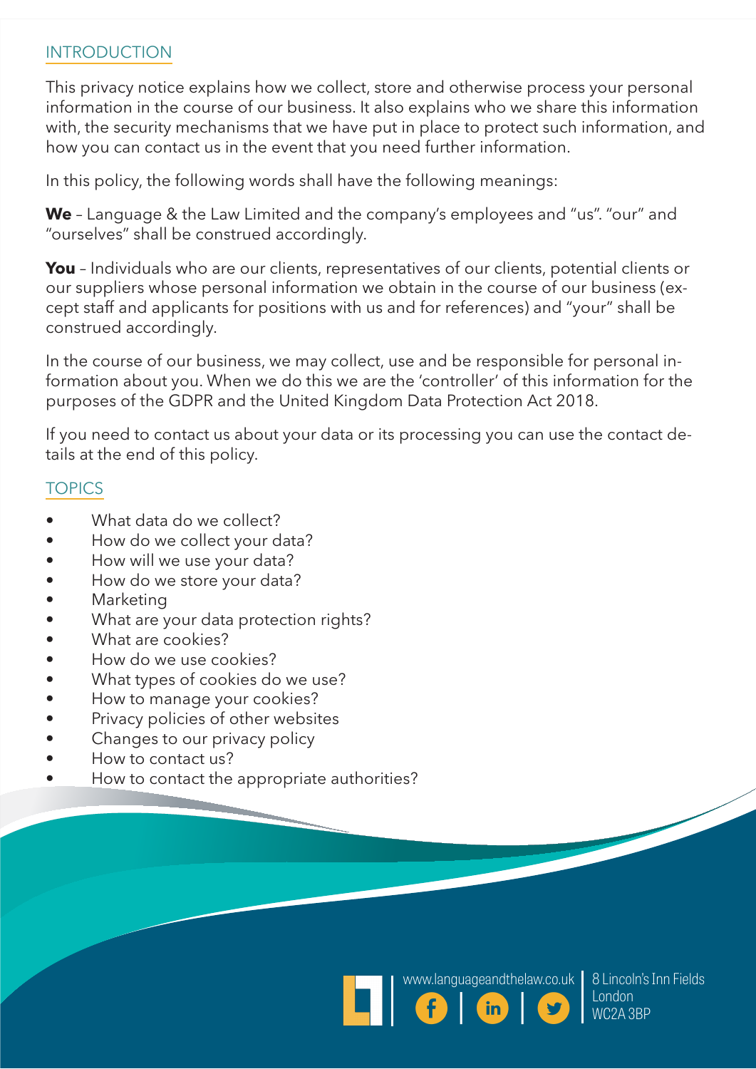## INTRODUCTION

This privacy notice explains how we collect, store and otherwise process your personal information in the course of our business. It also explains who we share this information with, the security mechanisms that we have put in place to protect such information, and how you can contact us in the event that you need further information.

In this policy, the following words shall have the following meanings:

**We** – Language & the Law Limited and the company's employees and "us". "our" and "ourselves" shall be construed accordingly.

**You** – Individuals who are our clients, representatives of our clients, potential clients or our suppliers whose personal information we obtain in the course of our business (except staff and applicants for positions with us and for references) and "your" shall be construed accordingly.

In the course of our business, we may collect, use and be responsible for personal information about you. When we do this we are the 'controller' of this information for the purposes of the GDPR and the United Kingdom Data Protection Act 2018.

If you need to contact us about your data or its processing you can use the contact details at the end of this policy.

## TOPICS

- What data do we collect?
- How do we collect your data?
- How will we use your data?
- How do we store your data?
- Marketing
- What are your data protection rights?
- What are cookies?
- How do we use cookies?
- What types of cookies do we use?
- How to manage your cookies?
- Privacy policies of other websites
- Changes to our privacy policy
- How to contact us?
- How to contact the appropriate authorities?

www.languageandthelaw.co.uk | 8 Lincoln's Inn Fields London WC2A 3BP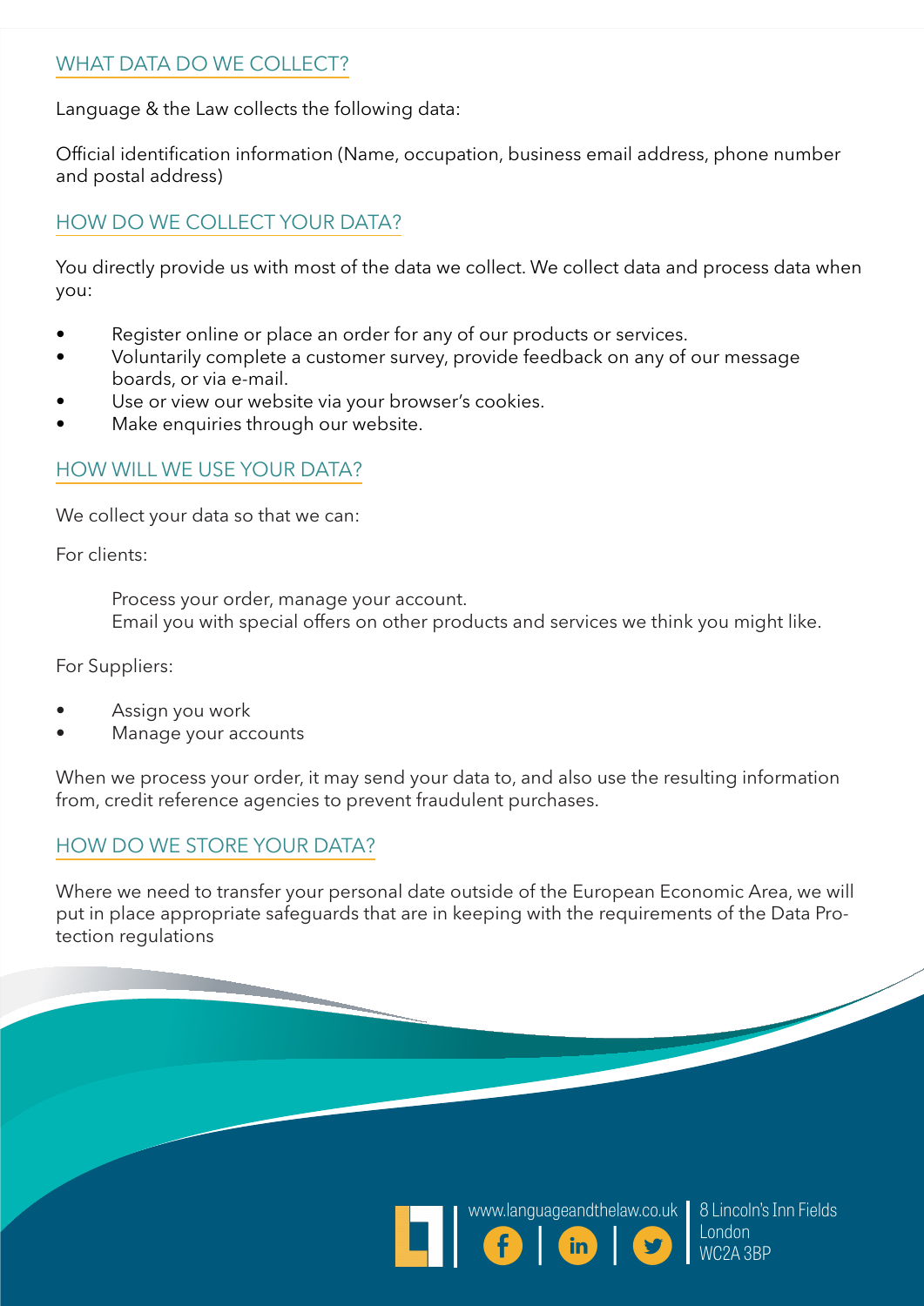## WHAT DATA DO WE COLLECT?

Language & the Law collects the following data:

Official identification information (Name, occupation, business email address, phone number and postal address)

## HOW DO WE COLLECT YOUR DATA?

You directly provide us with most of the data we collect. We collect data and process data when you:

- Register online or place an order for any of our products or services.
- Voluntarily complete a customer survey, provide feedback on any of our message boards, or via e-mail.
- Use or view our website via your browser's cookies.
- Make enquiries through our website.

## HOW WILL WE USE YOUR DATA?

We collect your data so that we can:

For clients:

Process your order, manage your account.
Email you with special offers on other products and services we think you might like.

For Suppliers:

- Assign you work
- Manage your accounts

When we process your order, it may send your data to, and also use the resulting information from, credit reference agencies to prevent fraudulent purchases.

## HOW DO WE STORE YOUR DATA?

Where we need to transfer your personal date outside of the European Economic Area, we will put in place appropriate safeguards that are in keeping with the requirements of the Data Protection regulations

www.languageandthelaw.co.uk

8 Lincoln's Inn Fields
London
WC2A 3BP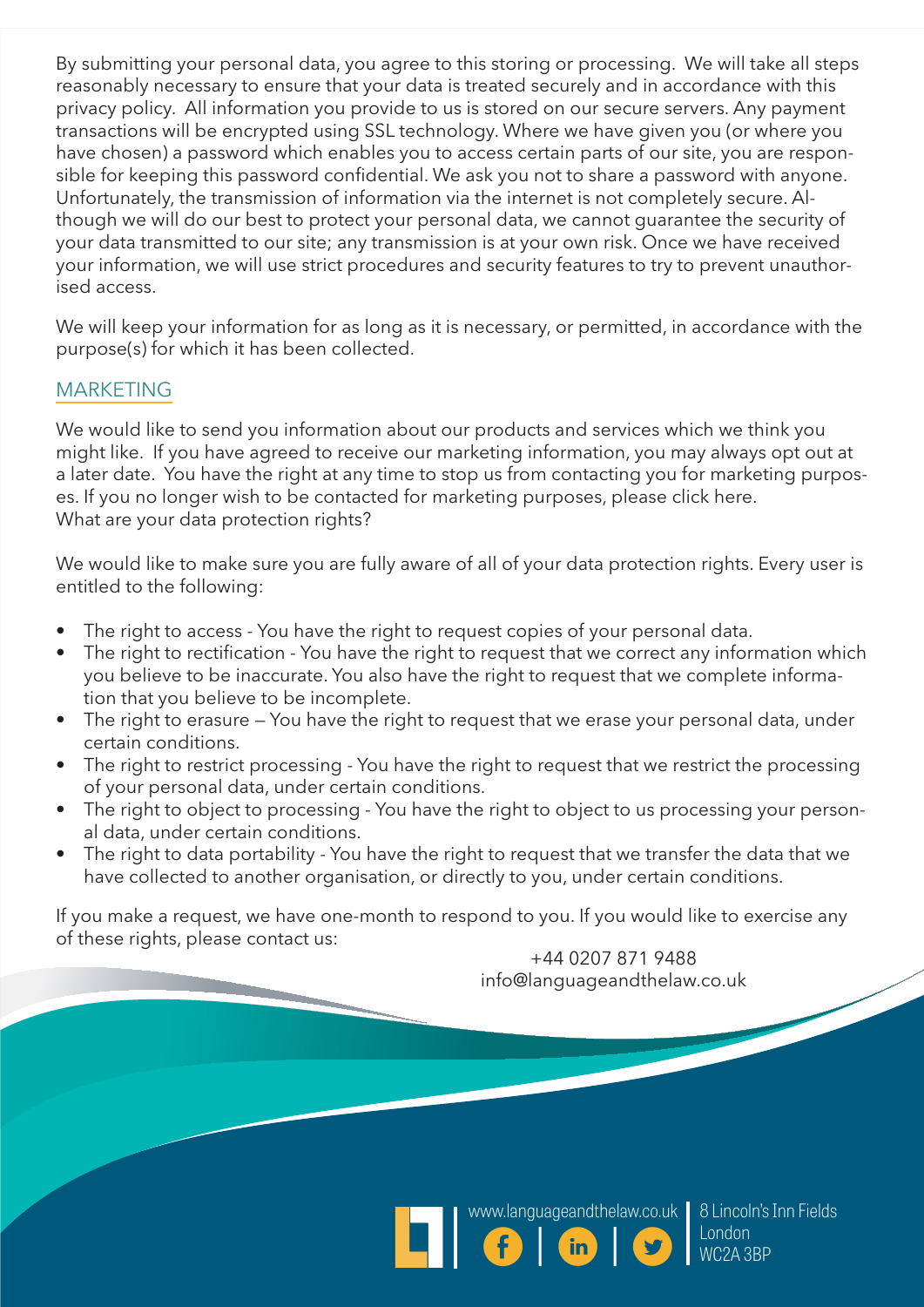By submitting your personal data, you agree to this storing or processing. We will take all steps reasonably necessary to ensure that your data is treated securely and in accordance with this privacy policy. All information you provide to us is stored on our secure servers. Any payment transactions will be encrypted using SSL technology. Where we have given you (or where you have chosen) a password which enables you to access certain parts of our site, you are responsible for keeping this password confidential. We ask you not to share a password with anyone. Unfortunately, the transmission of information via the internet is not completely secure. Although we will do our best to protect your personal data, we cannot guarantee the security of your data transmitted to our site; any transmission is at your own risk. Once we have received your information, we will use strict procedures and security features to try to prevent unauthorised access.

We will keep your information for as long as it is necessary, or permitted, in accordance with the purpose(s) for which it has been collected.

## MARKETING

We would like to send you information about our products and services which we think you might like. If you have agreed to receive our marketing information, you may always opt out at a later date. You have the right at any time to stop us from contacting you for marketing purposes. If you no longer wish to be contacted for marketing purposes, please click here.
What are your data protection rights?

We would like to make sure you are fully aware of all of your data protection rights. Every user is entitled to the following:

- The right to access - You have the right to request copies of your personal data.
- The right to rectification - You have the right to request that we correct any information which you believe to be inaccurate. You also have the right to request that we complete information that you believe to be incomplete.
- The right to erasure – You have the right to request that we erase your personal data, under certain conditions.
- The right to restrict processing - You have the right to request that we restrict the processing of your personal data, under certain conditions.
- The right to object to processing - You have the right to object to us processing your personal data, under certain conditions.
- The right to data portability - You have the right to request that we transfer the data that we have collected to another organisation, or directly to you, under certain conditions.

If you make a request, we have one-month to respond to you. If you would like to exercise any of these rights, please contact us:

+44 0207 871 9488
info@languageandthelaw.co.uk

www.languageandthelaw.co.uk

8 Lincoln's Inn Fields
London
WC2A 3BP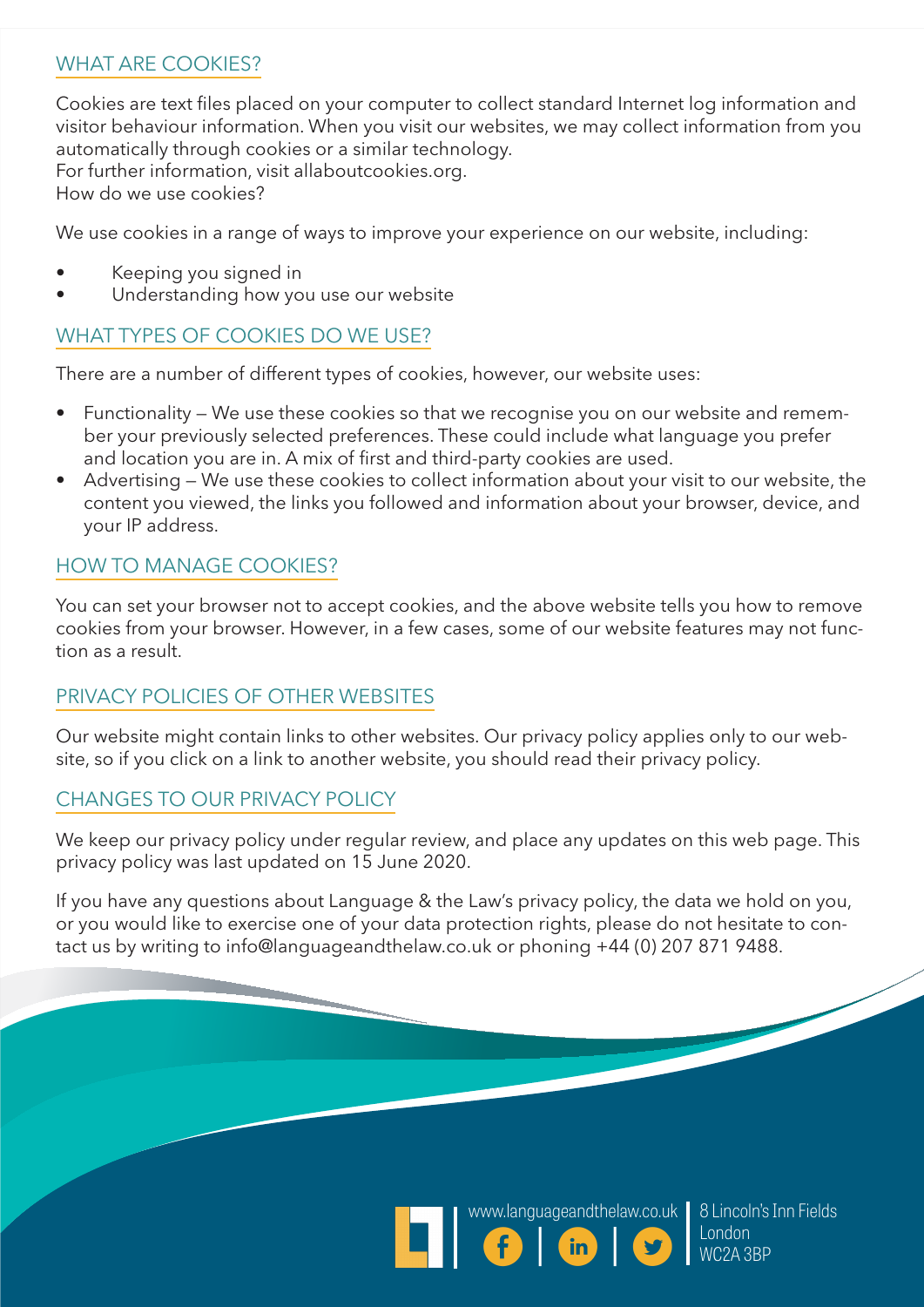## WHAT ARE COOKIES?

Cookies are text files placed on your computer to collect standard Internet log information and visitor behaviour information. When you visit our websites, we may collect information from you automatically through cookies or a similar technology.
For further information, visit allaboutcookies.org.
How do we use cookies?

We use cookies in a range of ways to improve your experience on our website, including:

- Keeping you signed in
- Understanding how you use our website

## WHAT TYPES OF COOKIES DO WE USE?

There are a number of different types of cookies, however, our website uses:

- Functionality – We use these cookies so that we recognise you on our website and remember your previously selected preferences. These could include what language you prefer and location you are in. A mix of first and third-party cookies are used.
- Advertising – We use these cookies to collect information about your visit to our website, the content you viewed, the links you followed and information about your browser, device, and your IP address.

## HOW TO MANAGE COOKIES?

You can set your browser not to accept cookies, and the above website tells you how to remove cookies from your browser. However, in a few cases, some of our website features may not function as a result.

## PRIVACY POLICIES OF OTHER WEBSITES

Our website might contain links to other websites. Our privacy policy applies only to our website, so if you click on a link to another website, you should read their privacy policy.

## CHANGES TO OUR PRIVACY POLICY

We keep our privacy policy under regular review, and place any updates on this web page. This privacy policy was last updated on 15 June 2020.

If you have any questions about Language & the Law's privacy policy, the data we hold on you, or you would like to exercise one of your data protection rights, please do not hesitate to contact us by writing to info@languageandthelaw.co.uk or phoning +44 (0) 207 871 9488.

www.languageandthelaw.co.uk

8 Lincoln's Inn Fields
London
WC2A 3BP